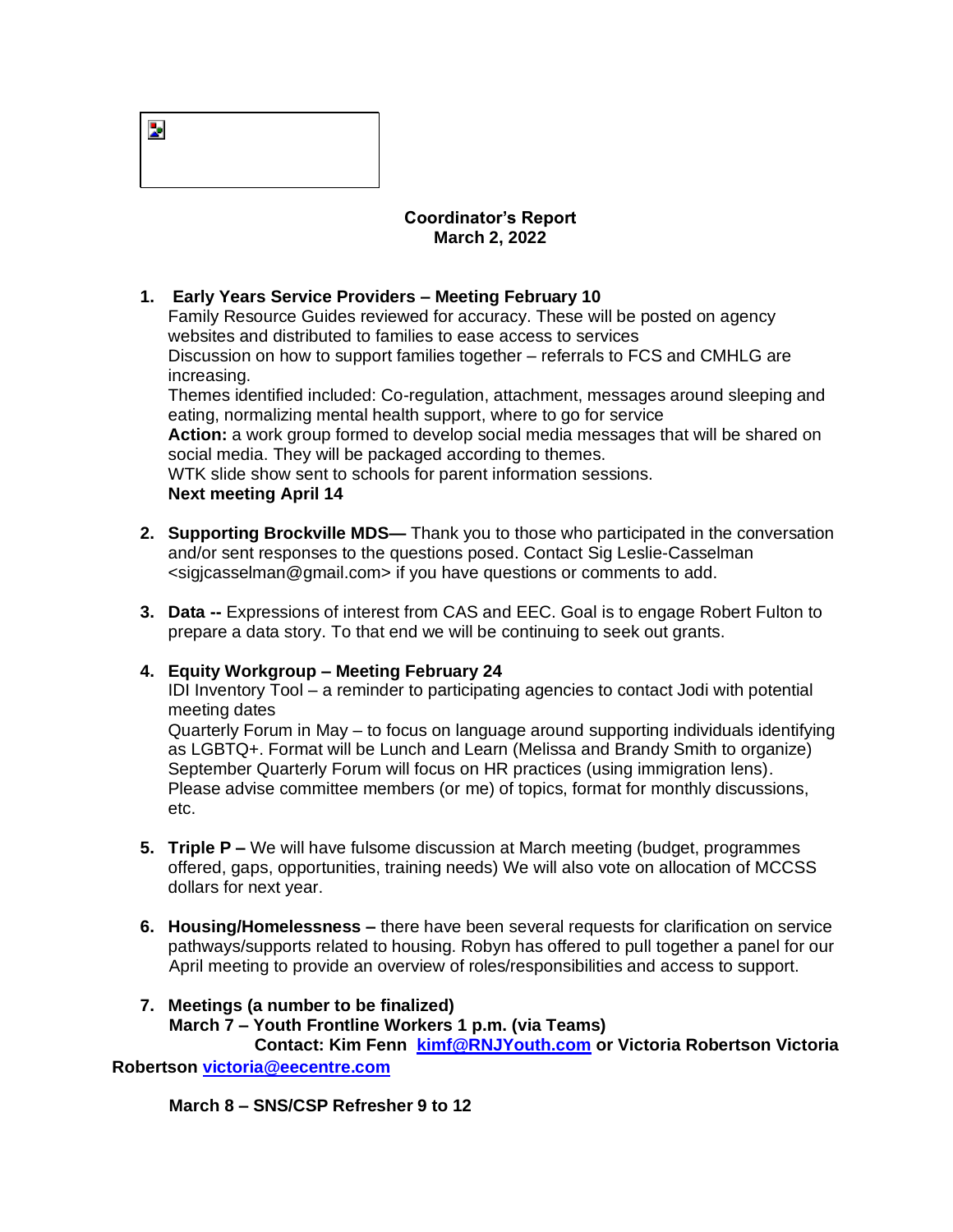**Coordinator's Report**
**March 2, 2022**

1. **Early Years Service Providers – Meeting February 10**
   Family Resource Guides reviewed for accuracy. These will be posted on agency websites and distributed to families to ease access to services
   Discussion on how to support families together – referrals to FCS and CMHLG are increasing.
   Themes identified included: Co-regulation, attachment, messages around sleeping and eating, normalizing mental health support, where to go for service
   **Action:** a work group formed to develop social media messages that will be shared on social media. They will be packaged according to themes.
   WTK slide show sent to schools for parent information sessions.
   **Next meeting April 14**

2. **Supporting Brockville MDS—** Thank you to those who participated in the conversation and/or sent responses to the questions posed. Contact Sig Leslie-Casselman <sigjcasselman@gmail.com> if you have questions or comments to add.

3. **Data --** Expressions of interest from CAS and EEC. Goal is to engage Robert Fulton to prepare a data story. To that end we will be continuing to seek out grants.

4. **Equity Workgroup – Meeting February 24**
   IDI Inventory Tool – a reminder to participating agencies to contact Jodi with potential meeting dates
   Quarterly Forum in May – to focus on language around supporting individuals identifying as LGBTQ+. Format will be Lunch and Learn (Melissa and Brandy Smith to organize)
   September Quarterly Forum will focus on HR practices (using immigration lens).
   Please advise committee members (or me) of topics, format for monthly discussions, etc.

5. **Triple P –** We will have fulsome discussion at March meeting (budget, programmes offered, gaps, opportunities, training needs) We will also vote on allocation of MCCSS dollars for next year.

6. **Housing/Homelessness –** there have been several requests for clarification on service pathways/supports related to housing. Robyn has offered to pull together a panel for our April meeting to provide an overview of roles/responsibilities and access to support.

7. **Meetings (a number to be finalized)**
   **March 7 – Youth Frontline Workers 1 p.m. (via Teams)**
   **Contact: Kim Fenn [kimf@RNJYouth.com](mailto:kimf@RNJYouth.com) or Victoria Robertson Victoria Robertson [victoria@eecentre.com](mailto:victoria@eecentre.com)**

   **March 8 – SNS/CSP Refresher 9 to 12**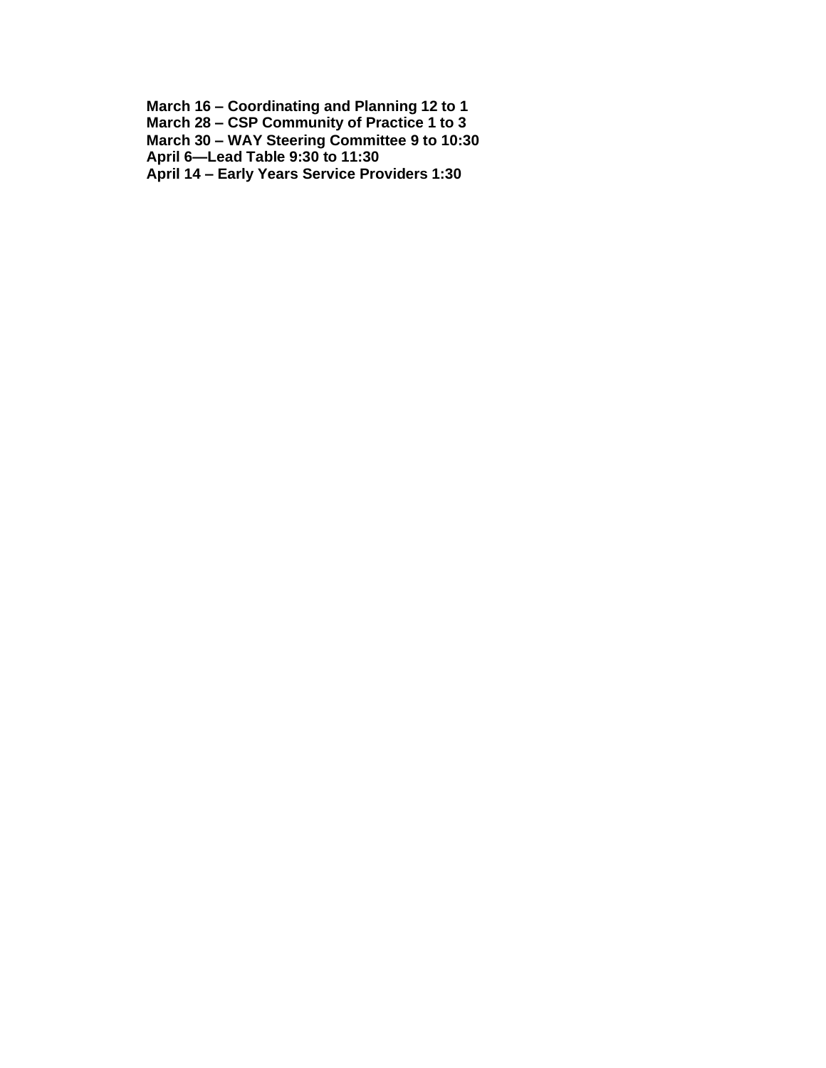**March 16 – Coordinating and Planning 12 to 1**
**March 28 – CSP Community of Practice 1 to 3**
**March 30 – WAY Steering Committee 9 to 10:30**
**April 6—Lead Table 9:30 to 11:30**
**April 14 – Early Years Service Providers 1:30**